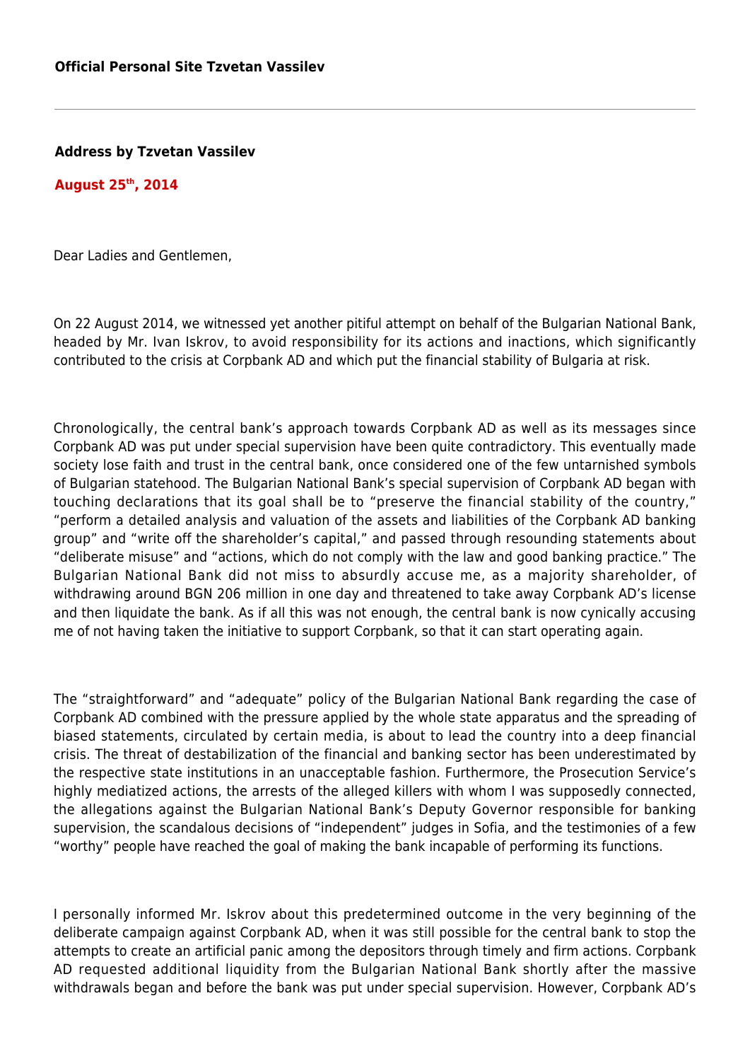**Official Personal Site Tzvetan Vassilev**

---

**Address by Tzvetan Vassilev**

**August 25th, 2014**

Dear Ladies and Gentlemen,

On 22 August 2014, we witnessed yet another pitiful attempt on behalf of the Bulgarian National Bank, headed by Mr. Ivan Iskrov, to avoid responsibility for its actions and inactions, which significantly contributed to the crisis at Corpbank AD and which put the financial stability of Bulgaria at risk.

Chronologically, the central bank's approach towards Corpbank AD as well as its messages since Corpbank AD was put under special supervision have been quite contradictory. This eventually made society lose faith and trust in the central bank, once considered one of the few untarnished symbols of Bulgarian statehood. The Bulgarian National Bank's special supervision of Corpbank AD began with touching declarations that its goal shall be to "preserve the financial stability of the country," "perform a detailed analysis and valuation of the assets and liabilities of the Corpbank AD banking group" and "write off the shareholder's capital," and passed through resounding statements about "deliberate misuse" and "actions, which do not comply with the law and good banking practice." The Bulgarian National Bank did not miss to absurdly accuse me, as a majority shareholder, of withdrawing around BGN 206 million in one day and threatened to take away Corpbank AD's license and then liquidate the bank. As if all this was not enough, the central bank is now cynically accusing me of not having taken the initiative to support Corpbank, so that it can start operating again.

The "straightforward" and "adequate" policy of the Bulgarian National Bank regarding the case of Corpbank AD combined with the pressure applied by the whole state apparatus and the spreading of biased statements, circulated by certain media, is about to lead the country into a deep financial crisis. The threat of destabilization of the financial and banking sector has been underestimated by the respective state institutions in an unacceptable fashion. Furthermore, the Prosecution Service's highly mediatized actions, the arrests of the alleged killers with whom I was supposedly connected, the allegations against the Bulgarian National Bank's Deputy Governor responsible for banking supervision, the scandalous decisions of "independent" judges in Sofia, and the testimonies of a few "worthy" people have reached the goal of making the bank incapable of performing its functions.

I personally informed Mr. Iskrov about this predetermined outcome in the very beginning of the deliberate campaign against Corpbank AD, when it was still possible for the central bank to stop the attempts to create an artificial panic among the depositors through timely and firm actions. Corpbank AD requested additional liquidity from the Bulgarian National Bank shortly after the massive withdrawals began and before the bank was put under special supervision. However, Corpbank AD's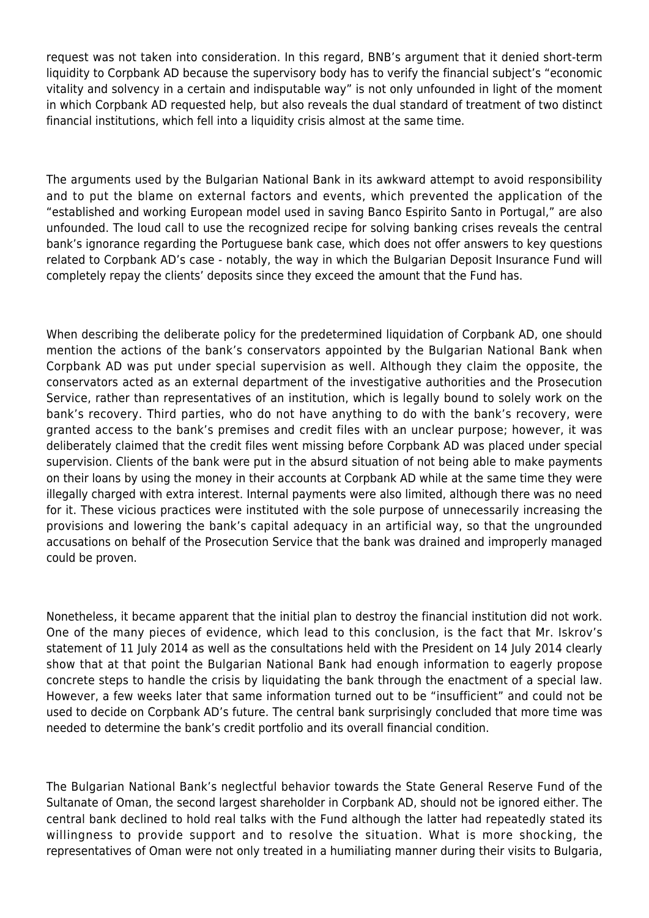request was not taken into consideration. In this regard, BNB's argument that it denied short-term liquidity to Corpbank AD because the supervisory body has to verify the financial subject's "economic vitality and solvency in a certain and indisputable way" is not only unfounded in light of the moment in which Corpbank AD requested help, but also reveals the dual standard of treatment of two distinct financial institutions, which fell into a liquidity crisis almost at the same time.

The arguments used by the Bulgarian National Bank in its awkward attempt to avoid responsibility and to put the blame on external factors and events, which prevented the application of the "established and working European model used in saving Banco Espirito Santo in Portugal," are also unfounded. The loud call to use the recognized recipe for solving banking crises reveals the central bank's ignorance regarding the Portuguese bank case, which does not offer answers to key questions related to Corpbank AD's case - notably, the way in which the Bulgarian Deposit Insurance Fund will completely repay the clients' deposits since they exceed the amount that the Fund has.

When describing the deliberate policy for the predetermined liquidation of Corpbank AD, one should mention the actions of the bank's conservators appointed by the Bulgarian National Bank when Corpbank AD was put under special supervision as well. Although they claim the opposite, the conservators acted as an external department of the investigative authorities and the Prosecution Service, rather than representatives of an institution, which is legally bound to solely work on the bank's recovery. Third parties, who do not have anything to do with the bank's recovery, were granted access to the bank's premises and credit files with an unclear purpose; however, it was deliberately claimed that the credit files went missing before Corpbank AD was placed under special supervision. Clients of the bank were put in the absurd situation of not being able to make payments on their loans by using the money in their accounts at Corpbank AD while at the same time they were illegally charged with extra interest. Internal payments were also limited, although there was no need for it. These vicious practices were instituted with the sole purpose of unnecessarily increasing the provisions and lowering the bank's capital adequacy in an artificial way, so that the ungrounded accusations on behalf of the Prosecution Service that the bank was drained and improperly managed could be proven.

Nonetheless, it became apparent that the initial plan to destroy the financial institution did not work. One of the many pieces of evidence, which lead to this conclusion, is the fact that Mr. Iskrov's statement of 11 July 2014 as well as the consultations held with the President on 14 July 2014 clearly show that at that point the Bulgarian National Bank had enough information to eagerly propose concrete steps to handle the crisis by liquidating the bank through the enactment of a special law. However, a few weeks later that same information turned out to be "insufficient" and could not be used to decide on Corpbank AD's future. The central bank surprisingly concluded that more time was needed to determine the bank's credit portfolio and its overall financial condition.

The Bulgarian National Bank's neglectful behavior towards the State General Reserve Fund of the Sultanate of Oman, the second largest shareholder in Corpbank AD, should not be ignored either. The central bank declined to hold real talks with the Fund although the latter had repeatedly stated its willingness to provide support and to resolve the situation. What is more shocking, the representatives of Oman were not only treated in a humiliating manner during their visits to Bulgaria,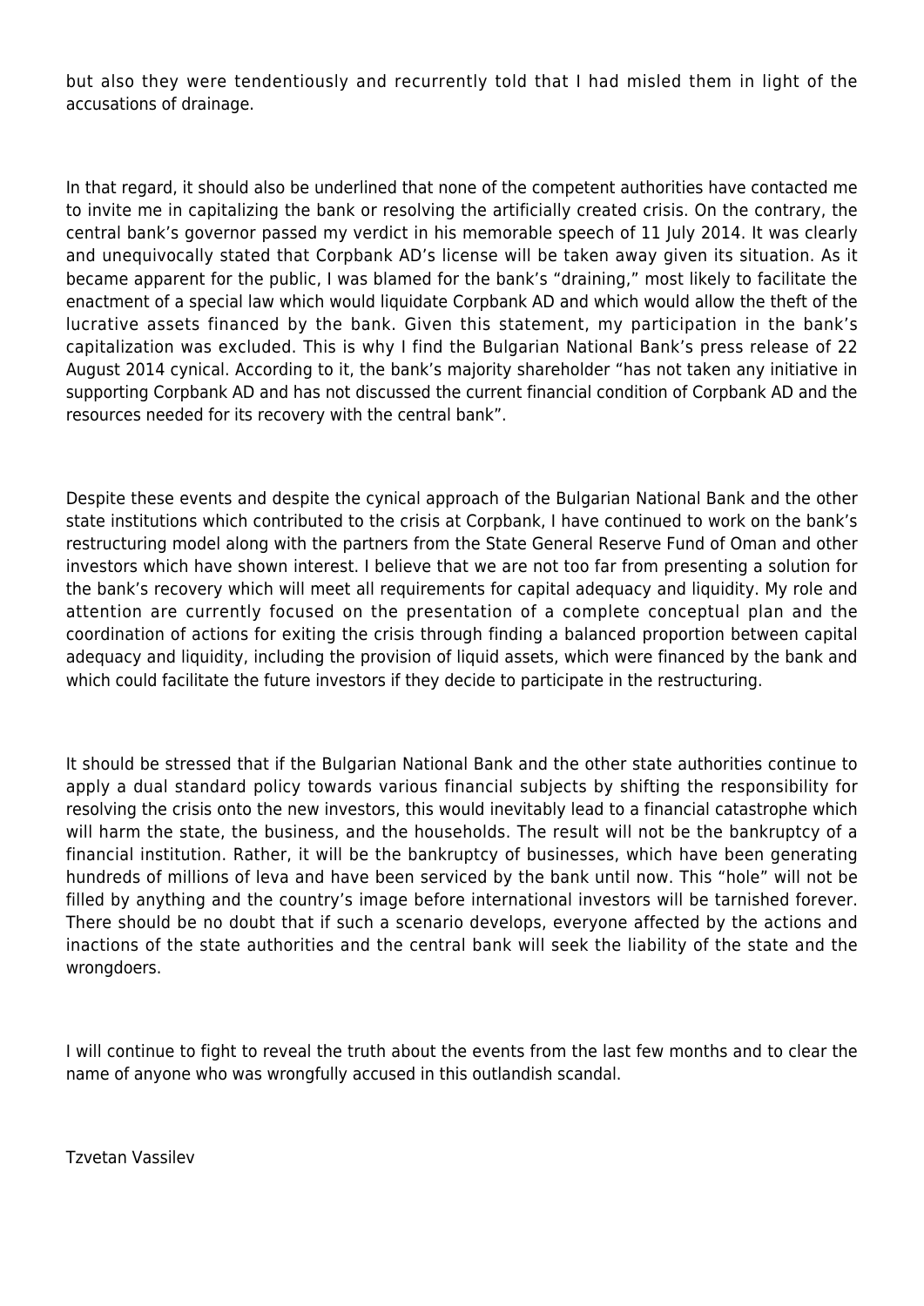but also they were tendentiously and recurrently told that I had misled them in light of the accusations of drainage.

In that regard, it should also be underlined that none of the competent authorities have contacted me to invite me in capitalizing the bank or resolving the artificially created crisis. On the contrary, the central bank's governor passed my verdict in his memorable speech of 11 July 2014. It was clearly and unequivocally stated that Corpbank AD's license will be taken away given its situation. As it became apparent for the public, I was blamed for the bank's "draining," most likely to facilitate the enactment of a special law which would liquidate Corpbank AD and which would allow the theft of the lucrative assets financed by the bank. Given this statement, my participation in the bank's capitalization was excluded. This is why I find the Bulgarian National Bank's press release of 22 August 2014 cynical. According to it, the bank's majority shareholder "has not taken any initiative in supporting Corpbank AD and has not discussed the current financial condition of Corpbank AD and the resources needed for its recovery with the central bank".

Despite these events and despite the cynical approach of the Bulgarian National Bank and the other state institutions which contributed to the crisis at Corpbank, I have continued to work on the bank's restructuring model along with the partners from the State General Reserve Fund of Oman and other investors which have shown interest. I believe that we are not too far from presenting a solution for the bank's recovery which will meet all requirements for capital adequacy and liquidity. My role and attention are currently focused on the presentation of a complete conceptual plan and the coordination of actions for exiting the crisis through finding a balanced proportion between capital adequacy and liquidity, including the provision of liquid assets, which were financed by the bank and which could facilitate the future investors if they decide to participate in the restructuring.

It should be stressed that if the Bulgarian National Bank and the other state authorities continue to apply a dual standard policy towards various financial subjects by shifting the responsibility for resolving the crisis onto the new investors, this would inevitably lead to a financial catastrophe which will harm the state, the business, and the households. The result will not be the bankruptcy of a financial institution. Rather, it will be the bankruptcy of businesses, which have been generating hundreds of millions of leva and have been serviced by the bank until now. This "hole" will not be filled by anything and the country's image before international investors will be tarnished forever. There should be no doubt that if such a scenario develops, everyone affected by the actions and inactions of the state authorities and the central bank will seek the liability of the state and the wrongdoers.

I will continue to fight to reveal the truth about the events from the last few months and to clear the name of anyone who was wrongfully accused in this outlandish scandal.

Tzvetan Vassilev